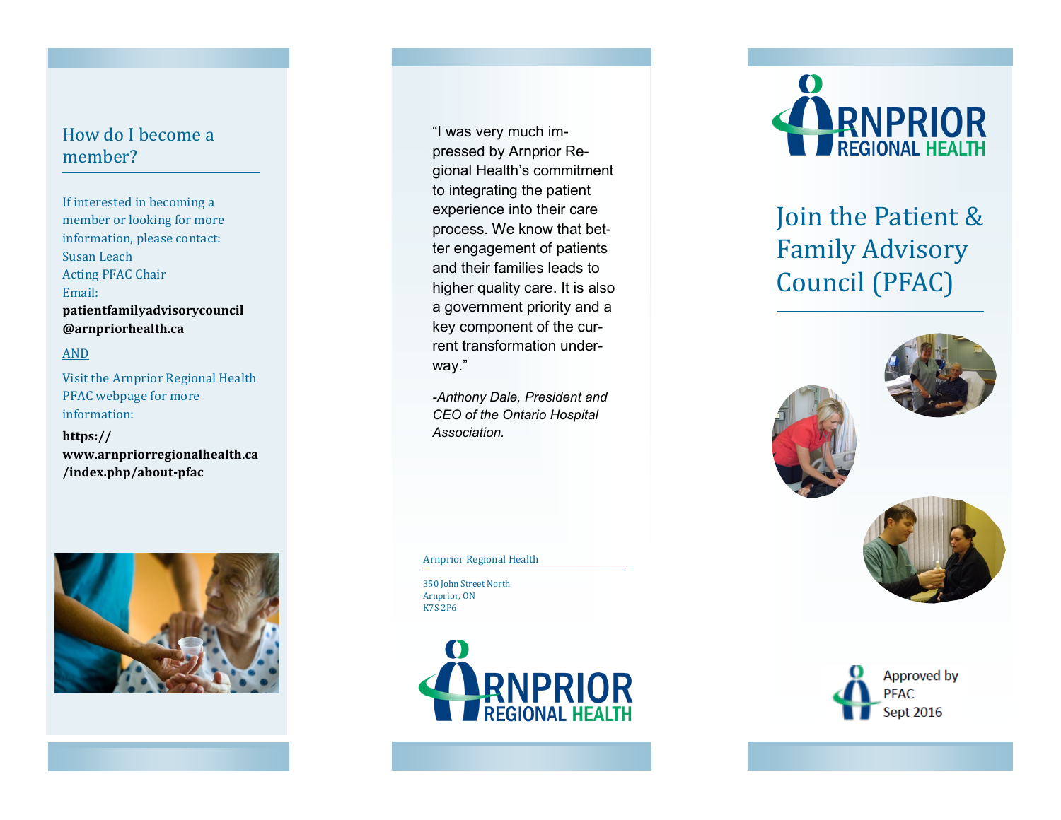## How do I become a member?

If interested in becoming a member or looking for more information, please contact:
Susan Leach
Acting PFAC Chair
Email:
**patientfamilyadvisorycouncil@arnpriorhealth.ca**

AND

Visit the Arnprior Regional Health PFAC webpage for more information:

**https://www.arnpriorregionalhealth.ca/index.php/about-pfac**

"I was very much impressed by Arnprior Regional Health's commitment to integrating the patient experience into their care process. We know that better engagement of patients and their families leads to higher quality care. It is also a government priority and a key component of the current transformation underway."

*-Anthony Dale, President and CEO of the Ontario Hospital Association.*

Arnprior Regional Health

350 John Street North
Arnprior, ON
K7S 2P6

ARNPRIOR REGIONAL HEALTH

ARNPRIOR REGIONAL HEALTH

# Join the Patient & Family Advisory Council (PFAC)

Approved by PFAC Sept 2016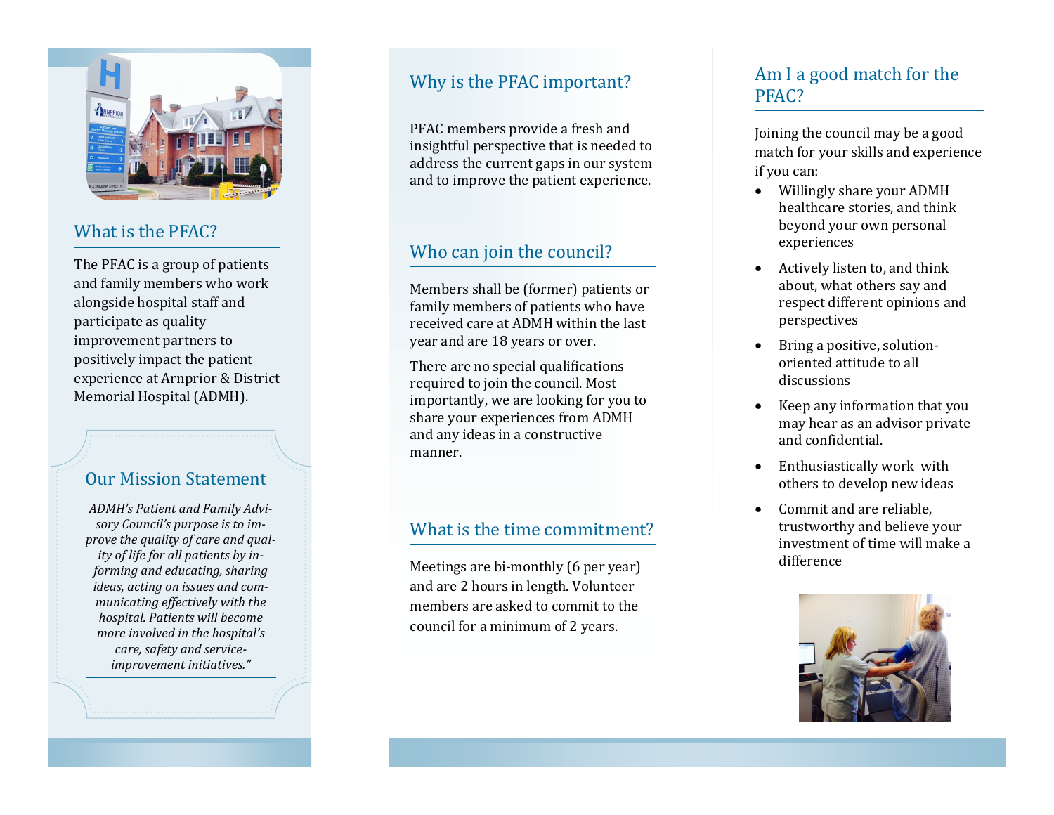## What is the PFAC?

The PFAC is a group of patients and family members who work alongside hospital staff and participate as quality improvement partners to positively impact the patient experience at Arnprior & District Memorial Hospital (ADMH).

## Our Mission Statement

*ADMH's Patient and Family Advisory Council's purpose is to improve the quality of care and quality of life for all patients by informing and educating, sharing ideas, acting on issues and communicating effectively with the hospital. Patients will become more involved in the hospital's care, safety and service-improvement initiatives."*

## Why is the PFAC important?

PFAC members provide a fresh and insightful perspective that is needed to address the current gaps in our system and to improve the patient experience.

## Who can join the council?

Members shall be (former) patients or family members of patients who have received care at ADMH within the last year and are 18 years or over.

There are no special qualifications required to join the council. Most importantly, we are looking for you to share your experiences from ADMH and any ideas in a constructive manner.

## What is the time commitment?

Meetings are bi-monthly (6 per year) and are 2 hours in length. Volunteer members are asked to commit to the council for a minimum of 2 years.

## Am I a good match for the PFAC?

Joining the council may be a good match for your skills and experience if you can:

- Willingly share your ADMH healthcare stories, and think beyond your own personal experiences
- Actively listen to, and think about, what others say and respect different opinions and perspectives
- Bring a positive, solution-oriented attitude to all discussions
- Keep any information that you may hear as an advisor private and confidential.
- Enthusiastically work with others to develop new ideas
- Commit and are reliable, trustworthy and believe your investment of time will make a difference